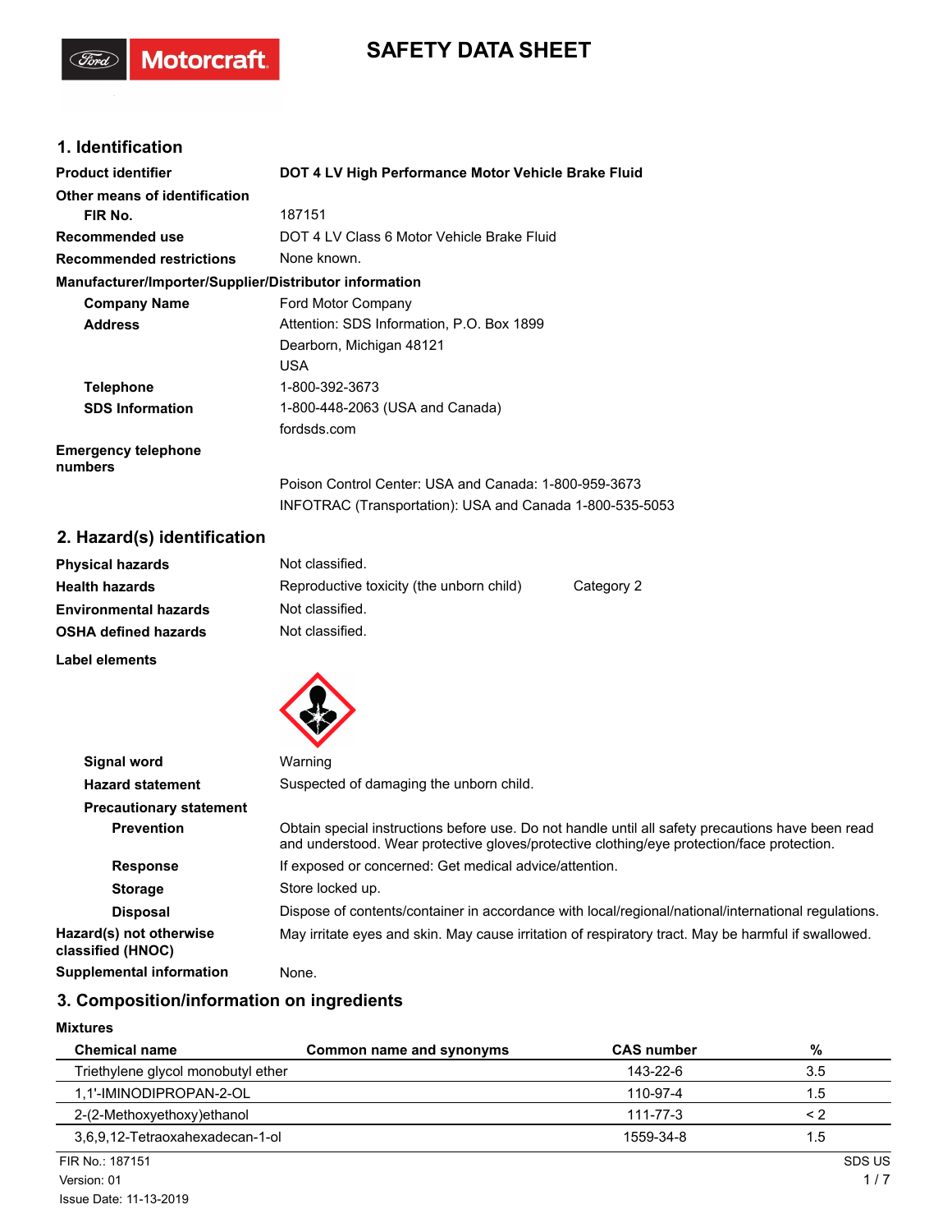# SAFETY DATA SHEET

## 1. Identification

| | |
|---|---|
| **Product identifier** | **DOT 4 LV High Performance Motor Vehicle Brake Fluid** |
| **Other means of identification** | |
| **FIR No.** | 187151 |
| **Recommended use** | DOT 4 LV Class 6 Motor Vehicle Brake Fluid |
| **Recommended restrictions** | None known. |

**Manufacturer/Importer/Supplier/Distributor information**

| | |
|---|---|
| **Company Name** | Ford Motor Company |
| **Address** | Attention: SDS Information, P.O. Box 1899<br>Dearborn, Michigan 48121<br>USA |
| **Telephone** | 1-800-392-3673 |
| **SDS Information** | 1-800-448-2063 (USA and Canada)<br>fordsds.com |
| **Emergency telephone numbers** | Poison Control Center: USA and Canada: 1-800-959-3673<br>INFOTRAC (Transportation): USA and Canada 1-800-535-5053 |

## 2. Hazard(s) identification

| | | |
|---|---|---|
| **Physical hazards** | Not classified. | |
| **Health hazards** | Reproductive toxicity (the unborn child) | Category 2 |
| **Environmental hazards** | Not classified. | |
| **OSHA defined hazards** | Not classified. | |

**Label elements**

| | |
|---|---|
| **Signal word** | Warning |
| **Hazard statement** | Suspected of damaging the unborn child. |
| **Precautionary statement** | |
| **Prevention** | Obtain special instructions before use. Do not handle until all safety precautions have been read and understood. Wear protective gloves/protective clothing/eye protection/face protection. |
| **Response** | If exposed or concerned: Get medical advice/attention. |
| **Storage** | Store locked up. |
| **Disposal** | Dispose of contents/container in accordance with local/regional/national/international regulations. |
| **Hazard(s) not otherwise classified (HNOC)** | May irritate eyes and skin. May cause irritation of respiratory tract. May be harmful if swallowed. |
| **Supplemental information** | None. |

## 3. Composition/information on ingredients

**Mixtures**

| Chemical name | Common name and synonyms | CAS number | % |
|---|---|---|---|
| Triethylene glycol monobutyl ether | | 143-22-6 | 3.5 |
| 1,1'-IMINODIPROPAN-2-OL | | 110-97-4 | 1.5 |
| 2-(2-Methoxyethoxy)ethanol | | 111-77-3 | < 2 |
| 3,6,9,12-Tetraoxahexadecan-1-ol | | 1559-34-8 | 1.5 |

FIR No.: 187151
Version: 01
Issue Date: 11-13-2019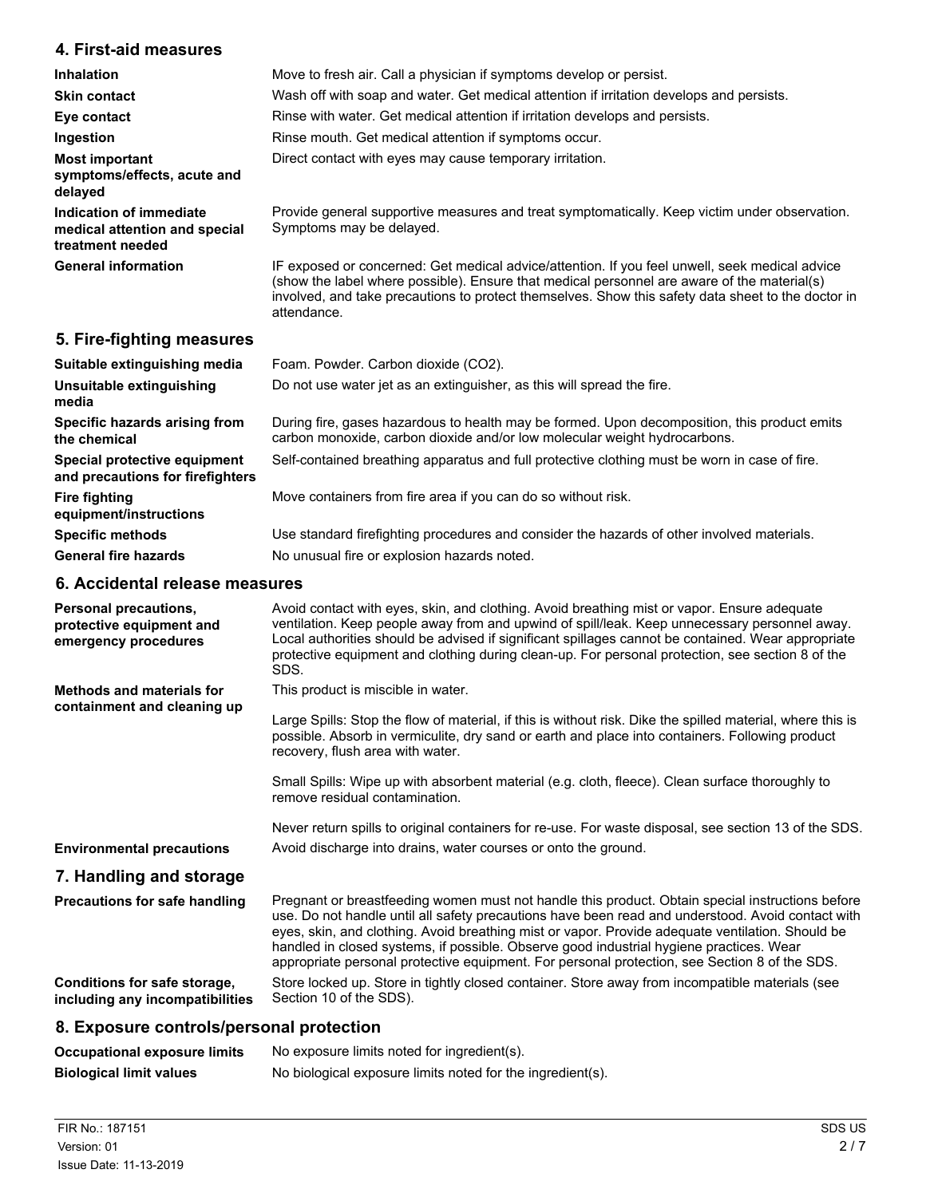## 4. First-aid measures

| | |
|---|---|
| **Inhalation** | Move to fresh air. Call a physician if symptoms develop or persist. |
| **Skin contact** | Wash off with soap and water. Get medical attention if irritation develops and persists. |
| **Eye contact** | Rinse with water. Get medical attention if irritation develops and persists. |
| **Ingestion** | Rinse mouth. Get medical attention if symptoms occur. |
| **Most important symptoms/effects, acute and delayed** | Direct contact with eyes may cause temporary irritation. |
| **Indication of immediate medical attention and special treatment needed** | Provide general supportive measures and treat symptomatically. Keep victim under observation. Symptoms may be delayed. |
| **General information** | IF exposed or concerned: Get medical advice/attention. If you feel unwell, seek medical advice (show the label where possible). Ensure that medical personnel are aware of the material(s) involved, and take precautions to protect themselves. Show this safety data sheet to the doctor in attendance. |

## 5. Fire-fighting measures

| | |
|---|---|
| **Suitable extinguishing media** | Foam. Powder. Carbon dioxide ($CO_2$). |
| **Unsuitable extinguishing media** | Do not use water jet as an extinguisher, as this will spread the fire. |
| **Specific hazards arising from the chemical** | During fire, gases hazardous to health may be formed. Upon decomposition, this product emits carbon monoxide, carbon dioxide and/or low molecular weight hydrocarbons. |
| **Special protective equipment and precautions for firefighters** | Self-contained breathing apparatus and full protective clothing must be worn in case of fire. |
| **Fire fighting equipment/instructions** | Move containers from fire area if you can do so without risk. |
| **Specific methods** | Use standard firefighting procedures and consider the hazards of other involved materials. |
| **General fire hazards** | No unusual fire or explosion hazards noted. |

## 6. Accidental release measures

**Personal precautions, protective equipment and emergency procedures**

Avoid contact with eyes, skin, and clothing. Avoid breathing mist or vapor. Ensure adequate ventilation. Keep people away from and upwind of spill/leak. Keep unnecessary personnel away. Local authorities should be advised if significant spillages cannot be contained. Wear appropriate protective equipment and clothing during clean-up. For personal protection, see section 8 of the SDS.

**Methods and materials for containment and cleaning up**

This product is miscible in water.

Large Spills: Stop the flow of material, if this is without risk. Dike the spilled material, where this is possible. Absorb in vermiculite, dry sand or earth and place into containers. Following product recovery, flush area with water.

Small Spills: Wipe up with absorbent material (e.g. cloth, fleece). Clean surface thoroughly to remove residual contamination.

Never return spills to original containers for re-use. For waste disposal, see section 13 of the SDS.

**Environmental precautions**

Avoid discharge into drains, water courses or onto the ground.

## 7. Handling and storage

**Precautions for safe handling**

Pregnant or breastfeeding women must not handle this product. Obtain special instructions before use. Do not handle until all safety precautions have been read and understood. Avoid contact with eyes, skin, and clothing. Avoid breathing mist or vapor. Provide adequate ventilation. Should be handled in closed systems, if possible. Observe good industrial hygiene practices. Wear appropriate personal protective equipment. For personal protection, see Section 8 of the SDS.

**Conditions for safe storage, including any incompatibilities**

Store locked up. Store in tightly closed container. Store away from incompatible materials (see Section 10 of the SDS).

## 8. Exposure controls/personal protection

| | |
|---|---|
| **Occupational exposure limits** | No exposure limits noted for ingredient(s). |
| **Biological limit values** | No biological exposure limits noted for the ingredient(s). |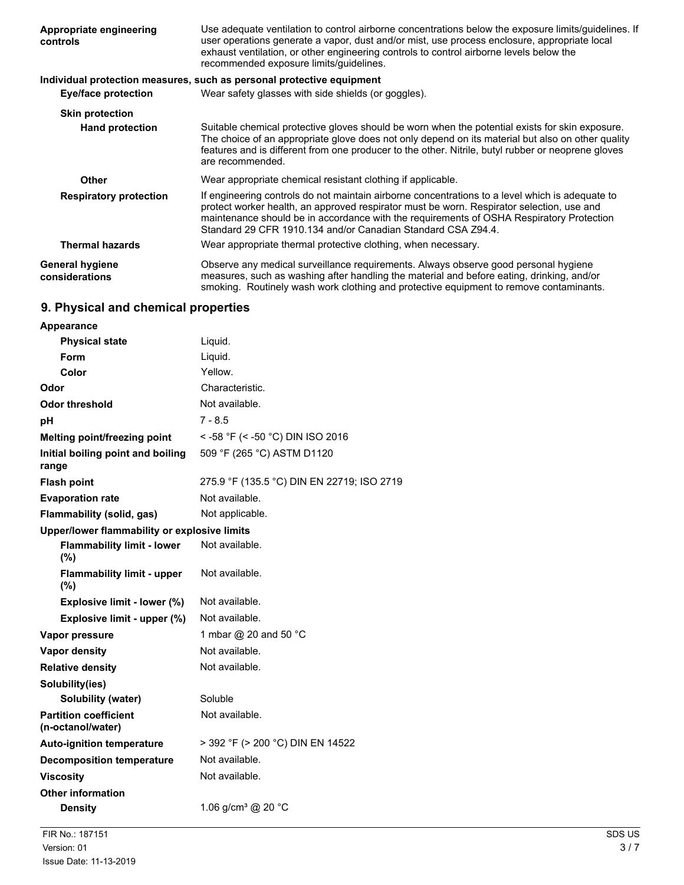| | |
|---|---|
| **Appropriate engineering controls** | Use adequate ventilation to control airborne concentrations below the exposure limits/guidelines. If user operations generate a vapor, dust and/or mist, use process enclosure, appropriate local exhaust ventilation, or other engineering controls to control airborne levels below the recommended exposure limits/guidelines. |

**Individual protection measures, such as personal protective equipment**

| | |
|---|---|
| **Eye/face protection** | Wear safety glasses with side shields (or goggles). |
| **Skin protection** | |
| **Hand protection** | Suitable chemical protective gloves should be worn when the potential exists for skin exposure. The choice of an appropriate glove does not only depend on its material but also on other quality features and is different from one producer to the other. Nitrile, butyl rubber or neoprene gloves are recommended. |
| **Other** | Wear appropriate chemical resistant clothing if applicable. |
| **Respiratory protection** | If engineering controls do not maintain airborne concentrations to a level which is adequate to protect worker health, an approved respirator must be worn. Respirator selection, use and maintenance should be in accordance with the requirements of OSHA Respiratory Protection Standard 29 CFR 1910.134 and/or Canadian Standard CSA Z94.4. |
| **Thermal hazards** | Wear appropriate thermal protective clothing, when necessary. |
| **General hygiene considerations** | Observe any medical surveillance requirements. Always observe good personal hygiene measures, such as washing after handling the material and before eating, drinking, and/or smoking. Routinely wash work clothing and protective equipment to remove contaminants. |

## 9. Physical and chemical properties

| | |
|---|---|
| **Appearance** | |
| **Physical state** | Liquid. |
| **Form** | Liquid. |
| **Color** | Yellow. |
| **Odor** | Characteristic. |
| **Odor threshold** | Not available. |
| **pH** | 7 - 8.5 |
| **Melting point/freezing point** | < -58 °F (< -50 °C) DIN ISO 2016 |
| **Initial boiling point and boiling range** | 509 °F (265 °C) ASTM D1120 |
| **Flash point** | 275.9 °F (135.5 °C) DIN EN 22719; ISO 2719 |
| **Evaporation rate** | Not available. |
| **Flammability (solid, gas)** | Not applicable. |
| **Upper/lower flammability or explosive limits** | |
| **Flammability limit - lower (%)** | Not available. |
| **Flammability limit - upper (%)** | Not available. |
| **Explosive limit - lower (%)** | Not available. |
| **Explosive limit - upper (%)** | Not available. |
| **Vapor pressure** | 1 mbar @ 20 and 50 °C |
| **Vapor density** | Not available. |
| **Relative density** | Not available. |
| **Solubility(ies)** | |
| **Solubility (water)** | Soluble |
| **Partition coefficient (n-octanol/water)** | Not available. |
| **Auto-ignition temperature** | > 392 °F (> 200 °C) DIN EN 14522 |
| **Decomposition temperature** | Not available. |
| **Viscosity** | Not available. |
| **Other information** | |
| **Density** | 1.06 g/cm³ @ 20 °C |

FIR No.: 187151
Version: 01
Issue Date: 11-13-2019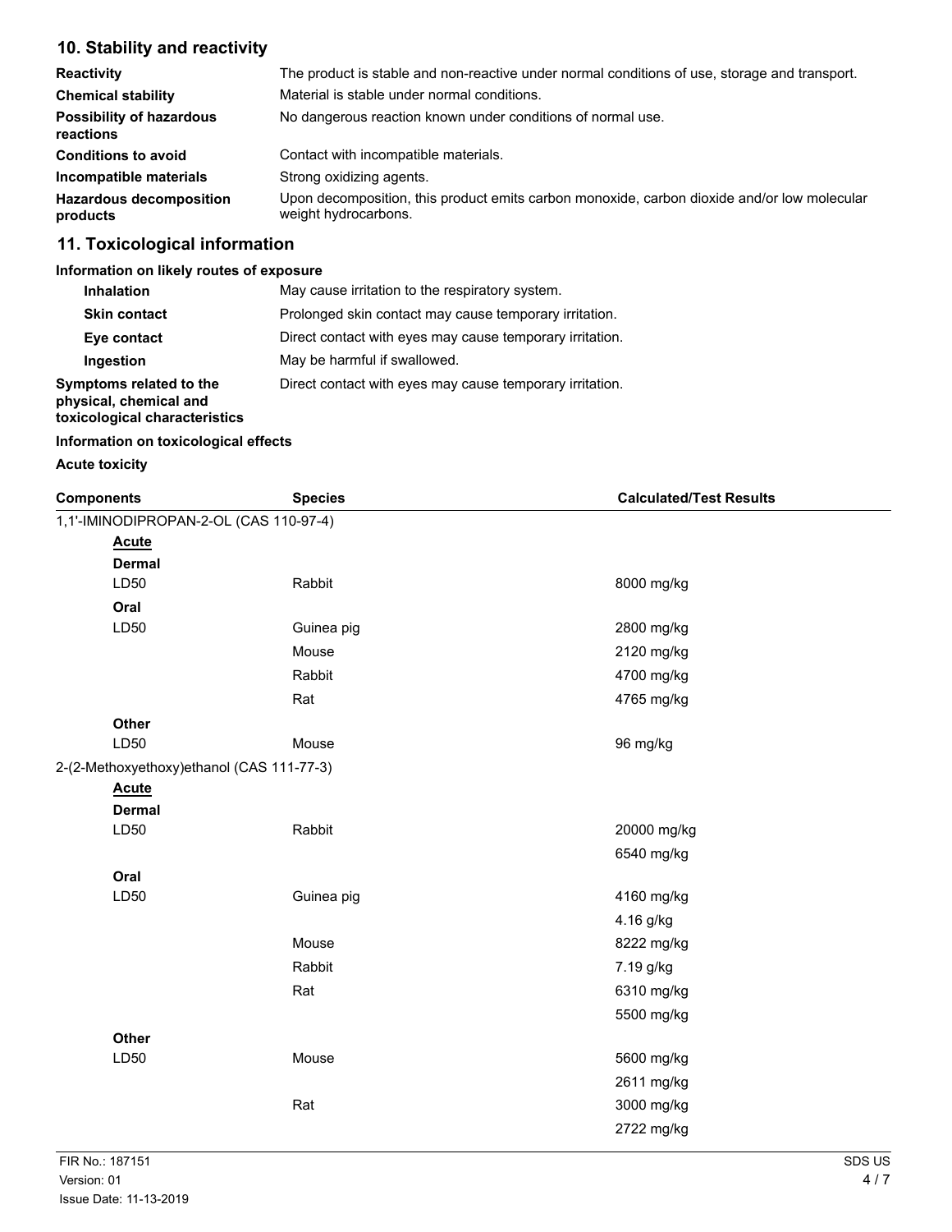## 10. Stability and reactivity

| | |
|---|---|
| **Reactivity** | The product is stable and non-reactive under normal conditions of use, storage and transport. |
| **Chemical stability** | Material is stable under normal conditions. |
| **Possibility of hazardous reactions** | No dangerous reaction known under conditions of normal use. |
| **Conditions to avoid** | Contact with incompatible materials. |
| **Incompatible materials** | Strong oxidizing agents. |
| **Hazardous decomposition products** | Upon decomposition, this product emits carbon monoxide, carbon dioxide and/or low molecular weight hydrocarbons. |

## 11. Toxicological information

**Information on likely routes of exposure**

| | |
|---|---|
| **Inhalation** | May cause irritation to the respiratory system. |
| **Skin contact** | Prolonged skin contact may cause temporary irritation. |
| **Eye contact** | Direct contact with eyes may cause temporary irritation. |
| **Ingestion** | May be harmful if swallowed. |
| **Symptoms related to the physical, chemical and toxicological characteristics** | Direct contact with eyes may cause temporary irritation. |

**Information on toxicological effects**

**Acute toxicity**

| Components | Species | Calculated/Test Results |
|---|---|---|
| 1,1'-IMINODIPROPAN-2-OL (CAS 110-97-4) | | |
| **Acute** | | |
| **Dermal** | | |
| LD50 | Rabbit | 8000 mg/kg |
| **Oral** | | |
| LD50 | Guinea pig | 2800 mg/kg |
| | Mouse | 2120 mg/kg |
| | Rabbit | 4700 mg/kg |
| | Rat | 4765 mg/kg |
| **Other** | | |
| LD50 | Mouse | 96 mg/kg |
| 2-(2-Methoxyethoxy)ethanol (CAS 111-77-3) | | |
| **Acute** | | |
| **Dermal** | | |
| LD50 | Rabbit | 20000 mg/kg |
| | | 6540 mg/kg |
| **Oral** | | |
| LD50 | Guinea pig | 4160 mg/kg |
| | | 4.16 g/kg |
| | Mouse | 8222 mg/kg |
| | Rabbit | 7.19 g/kg |
| | Rat | 6310 mg/kg |
| | | 5500 mg/kg |
| **Other** | | |
| LD50 | Mouse | 5600 mg/kg |
| | | 2611 mg/kg |
| | Rat | 3000 mg/kg |
| | | 2722 mg/kg |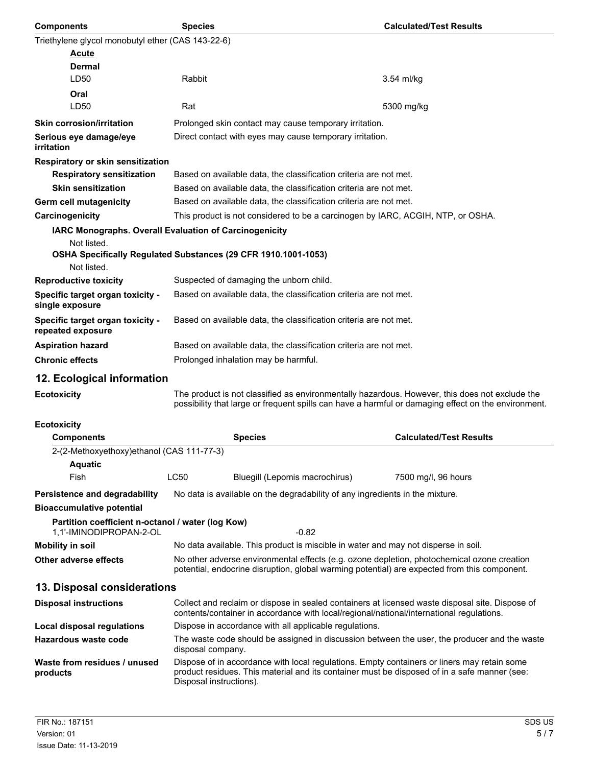| Components | Species | Calculated/Test Results |
|---|---|---|
| Triethylene glycol monobutyl ether (CAS 143-22-6) | | |
| **Acute** | | |
| **Dermal** | | |
| LD50 | Rabbit | 3.54 ml/kg |
| **Oral** | | |
| LD50 | Rat | 5300 mg/kg |

**Skin corrosion/irritation** Prolonged skin contact may cause temporary irritation.

**Serious eye damage/eye irritation** Direct contact with eyes may cause temporary irritation.

**Respiratory or skin sensitization**

**Respiratory sensitization** Based on available data, the classification criteria are not met.

**Skin sensitization** Based on available data, the classification criteria are not met.

**Germ cell mutagenicity** Based on available data, the classification criteria are not met.

**Carcinogenicity** This product is not considered to be a carcinogen by IARC, ACGIH, NTP, or OSHA.

**IARC Monographs. Overall Evaluation of Carcinogenicity**

Not listed.

**OSHA Specifically Regulated Substances (29 CFR 1910.1001-1053)**

Not listed.

**Reproductive toxicity** Suspected of damaging the unborn child.

**Specific target organ toxicity - single exposure** Based on available data, the classification criteria are not met.

**Specific target organ toxicity - repeated exposure** Based on available data, the classification criteria are not met.

**Aspiration hazard** Based on available data, the classification criteria are not met.

**Chronic effects** Prolonged inhalation may be harmful.

## 12. Ecological information

**Ecotoxicity** The product is not classified as environmentally hazardous. However, this does not exclude the possibility that large or frequent spills can have a harmful or damaging effect on the environment.

**Ecotoxicity**

| Components | | Species | Calculated/Test Results |
|---|---|---|---|
| 2-(2-Methoxyethoxy)ethanol (CAS 111-77-3) | | | |
| **Aquatic** | | | |
| Fish | LC50 | Bluegill (Lepomis macrochirus) | 7500 mg/l, 96 hours |

**Persistence and degradability** No data is available on the degradability of any ingredients in the mixture.

**Bioaccumulative potential**

**Partition coefficient n-octanol / water (log Kow)**

1,1'-IMINODIPROPAN-2-OL -0.82

**Mobility in soil** No data available. This product is miscible in water and may not disperse in soil.

**Other adverse effects** No other adverse environmental effects (e.g. ozone depletion, photochemical ozone creation potential, endocrine disruption, global warming potential) are expected from this component.

## 13. Disposal considerations

**Disposal instructions** Collect and reclaim or dispose in sealed containers at licensed waste disposal site. Dispose of contents/container in accordance with local/regional/national/international regulations.

**Local disposal regulations** Dispose in accordance with all applicable regulations.

**Hazardous waste code** The waste code should be assigned in discussion between the user, the producer and the waste disposal company.

**Waste from residues / unused products** Dispose of in accordance with local regulations. Empty containers or liners may retain some product residues. This material and its container must be disposed of in a safe manner (see: Disposal instructions).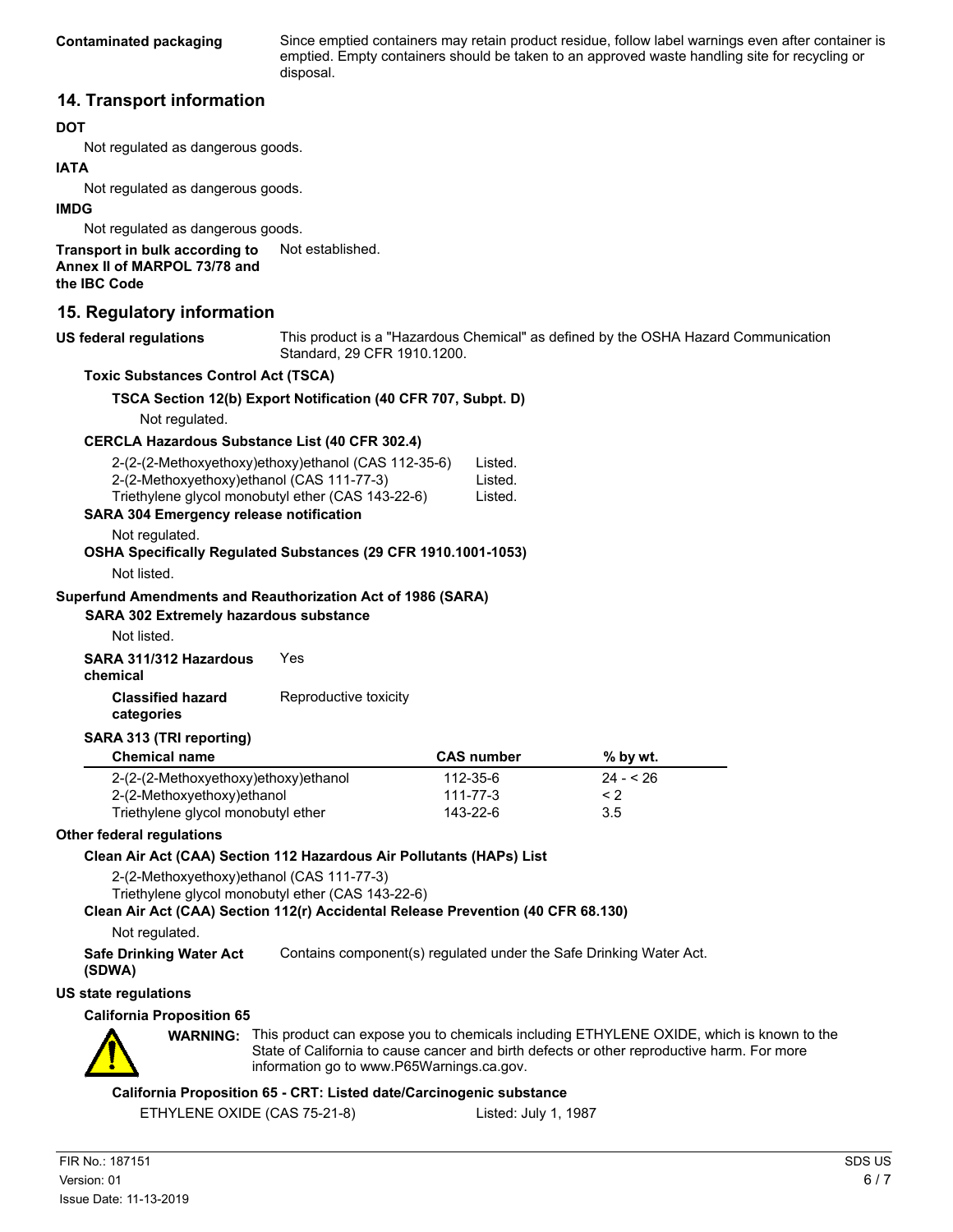**Contaminated packaging** Since emptied containers may retain product residue, follow label warnings even after container is emptied. Empty containers should be taken to an approved waste handling site for recycling or disposal.

## 14. Transport information

**DOT**

Not regulated as dangerous goods.

**IATA**

Not regulated as dangerous goods.

**IMDG**

Not regulated as dangerous goods.

**Transport in bulk according to Annex II of MARPOL 73/78 and the IBC Code** Not established.

## 15. Regulatory information

**US federal regulations** This product is a "Hazardous Chemical" as defined by the OSHA Hazard Communication Standard, 29 CFR 1910.1200.

**Toxic Substances Control Act (TSCA)**

**TSCA Section 12(b) Export Notification (40 CFR 707, Subpt. D)**

Not regulated.

**CERCLA Hazardous Substance List (40 CFR 302.4)**

| | |
|---|---|
| 2-(2-(2-Methoxyethoxy)ethoxy)ethanol (CAS 112-35-6) | Listed. |
| 2-(2-Methoxyethoxy)ethanol (CAS 111-77-3) | Listed. |
| Triethylene glycol monobutyl ether (CAS 143-22-6) | Listed. |

**SARA 304 Emergency release notification**

Not regulated.

**OSHA Specifically Regulated Substances (29 CFR 1910.1001-1053)**

Not listed.

**Superfund Amendments and Reauthorization Act of 1986 (SARA)**

**SARA 302 Extremely hazardous substance**

Not listed.

**SARA 311/312 Hazardous chemical** Yes

**Classified hazard categories** Reproductive toxicity

**SARA 313 (TRI reporting)**

| Chemical name | CAS number | % by wt. |
|---|---|---|
| 2-(2-(2-Methoxyethoxy)ethoxy)ethanol | 112-35-6 | 24 - < 26 |
| 2-(2-Methoxyethoxy)ethanol | 111-77-3 | < 2 |
| Triethylene glycol monobutyl ether | 143-22-6 | 3.5 |

**Other federal regulations**

**Clean Air Act (CAA) Section 112 Hazardous Air Pollutants (HAPs) List**

2-(2-Methoxyethoxy)ethanol (CAS 111-77-3)
Triethylene glycol monobutyl ether (CAS 143-22-6)

**Clean Air Act (CAA) Section 112(r) Accidental Release Prevention (40 CFR 68.130)**

Not regulated.

**Safe Drinking Water Act (SDWA)** Contains component(s) regulated under the Safe Drinking Water Act.

**US state regulations**

**California Proposition 65**

**WARNING:** This product can expose you to chemicals including ETHYLENE OXIDE, which is known to the State of California to cause cancer and birth defects or other reproductive harm. For more information go to www.P65Warnings.ca.gov.

**California Proposition 65 - CRT: Listed date/Carcinogenic substance**

ETHYLENE OXIDE (CAS 75-21-8) Listed: July 1, 1987

FIR No.: 187151
Version: 01
Issue Date: 11-13-2019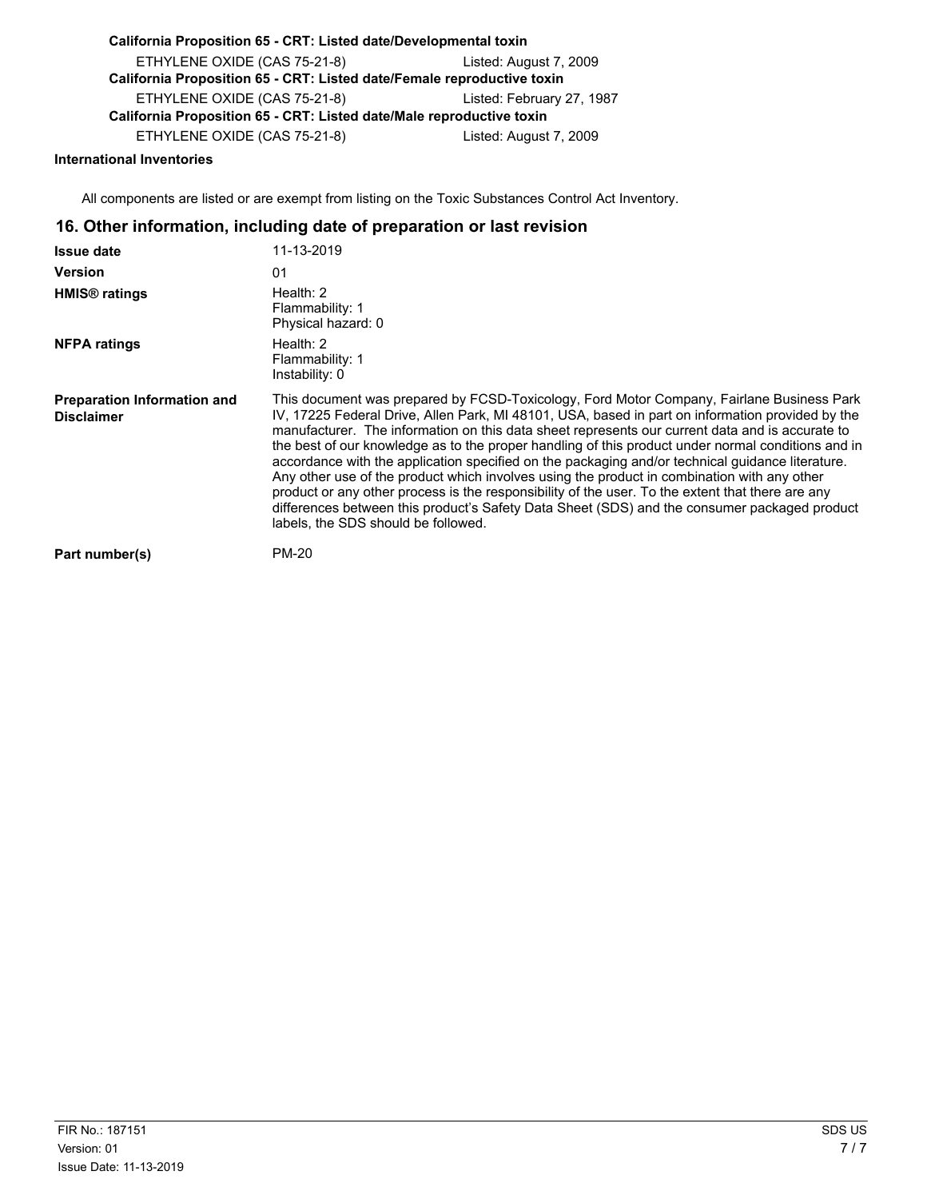**California Proposition 65 - CRT: Listed date/Developmental toxin**

| | |
|---|---|
| ETHYLENE OXIDE (CAS 75-21-8) | Listed: August 7, 2009 |

**California Proposition 65 - CRT: Listed date/Female reproductive toxin**

| | |
|---|---|
| ETHYLENE OXIDE (CAS 75-21-8) | Listed: February 27, 1987 |

**California Proposition 65 - CRT: Listed date/Male reproductive toxin**

| | |
|---|---|
| ETHYLENE OXIDE (CAS 75-21-8) | Listed: August 7, 2009 |

**International Inventories**

All components are listed or are exempt from listing on the Toxic Substances Control Act Inventory.

## 16. Other information, including date of preparation or last revision

| | |
|---|---|
| **Issue date** | 11-13-2019 |
| **Version** | 01 |
| **HMIS® ratings** | Health: 2<br>Flammability: 1<br>Physical hazard: 0 |
| **NFPA ratings** | Health: 2<br>Flammability: 1<br>Instability: 0 |
| **Preparation Information and Disclaimer** | This document was prepared by FCSD-Toxicology, Ford Motor Company, Fairlane Business Park IV, 17225 Federal Drive, Allen Park, MI 48101, USA, based in part on information provided by the manufacturer. The information on this data sheet represents our current data and is accurate to the best of our knowledge as to the proper handling of this product under normal conditions and in accordance with the application specified on the packaging and/or technical guidance literature. Any other use of the product which involves using the product in combination with any other product or any other process is the responsibility of the user. To the extent that there are any differences between this product's Safety Data Sheet (SDS) and the consumer packaged product labels, the SDS should be followed. |
| **Part number(s)** | PM-20 |

FIR No.: 187151
Version: 01
Issue Date: 11-13-2019